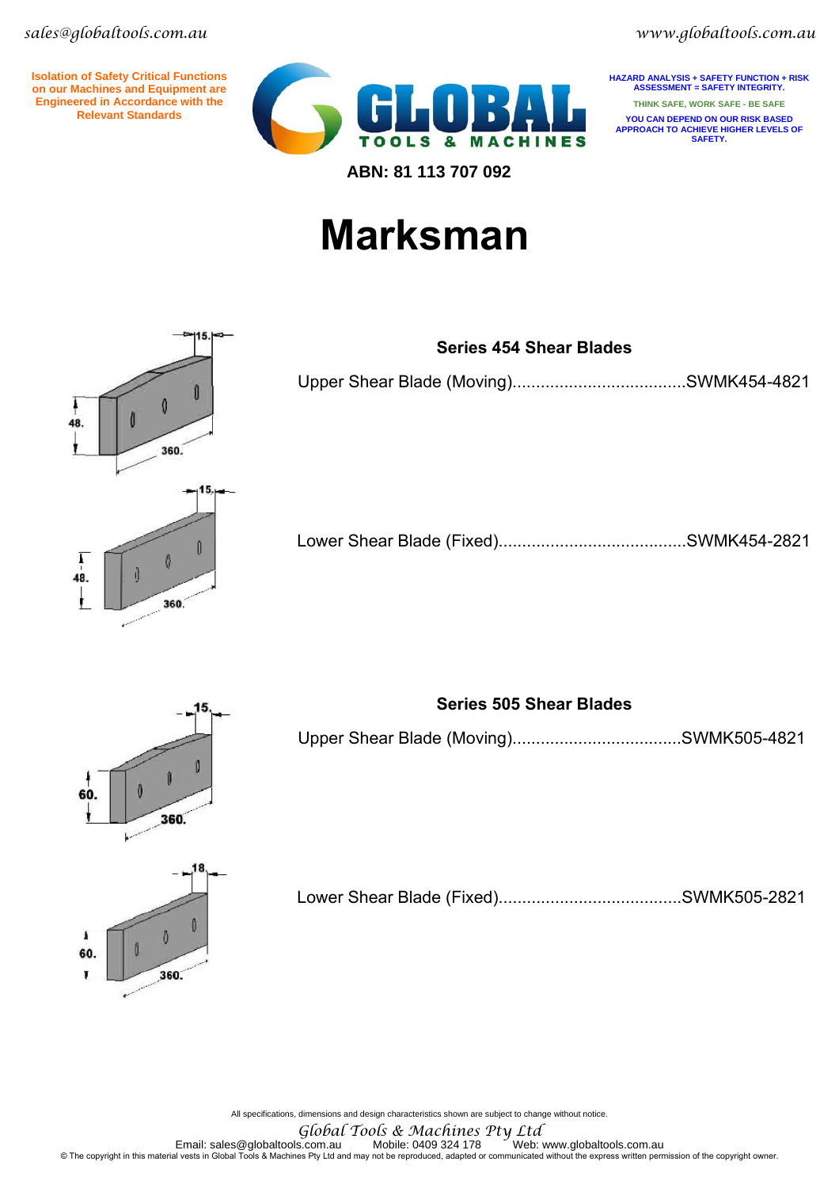sales@globaltools.com.au

www.globaltools.com.au

**Isolation of Safety Critical Functions on our Machines and Equipment are Engineered in Accordance with the Relevant Standards**

**GLOBAL TOOLS & MACHINES**

**HAZARD ANALYSIS + SAFETY FUNCTION + RISK ASSESSMENT = SAFETY INTEGRITY.**

**THINK SAFE, WORK SAFE - BE SAFE**

**YOU CAN DEPEND ON OUR RISK BASED APPROACH TO ACHIEVE HIGHER LEVELS OF SAFETY.**

**ABN: 81 113 707 092**

# Marksman

## Series 454 Shear Blades

Upper Shear Blade (Moving)....................................SWMK454-4821

Lower Shear Blade (Fixed).......................................SWMK454-2821

## Series 505 Shear Blades

Upper Shear Blade (Moving)...................................SWMK505-4821

Lower Shear Blade (Fixed).....................................SWMK505-2821

All specifications, dimensions and design characteristics shown are subject to change without notice.

*Global Tools & Machines Pty Ltd*

Email: sales@globaltools.com.au Mobile: 0409 324 178 Web: www.globaltools.com.au

© The copyright in this material vests in Global Tools & Machines Pty Ltd and may not be reproduced, adapted or communicated without the express written permission of the copyright owner.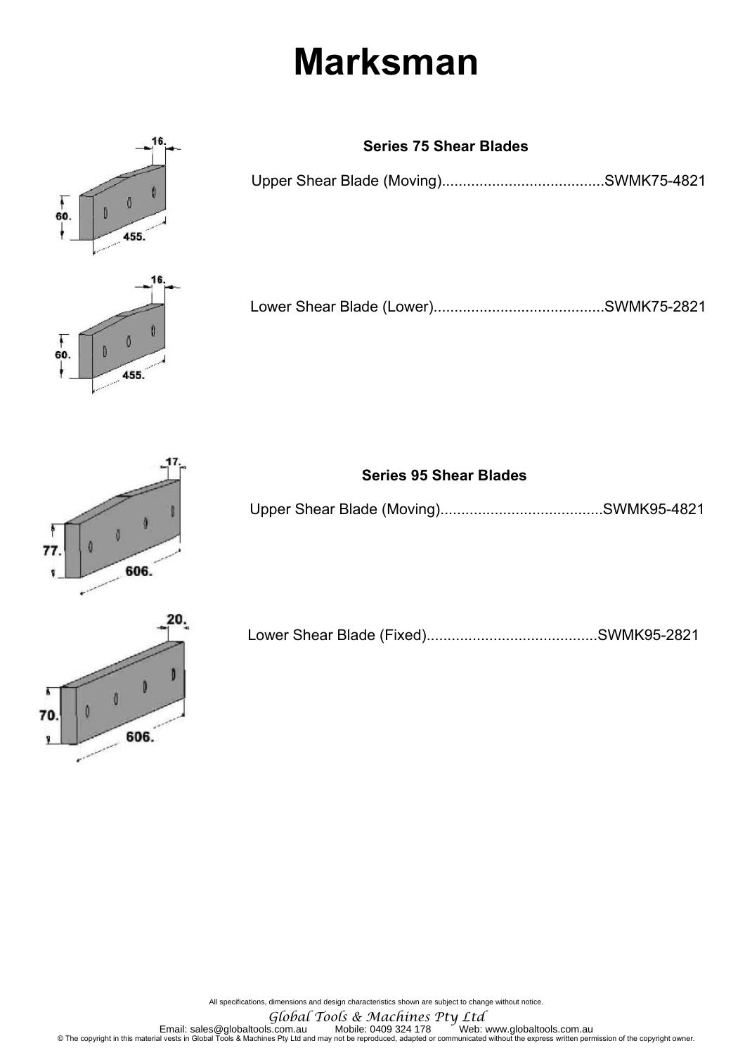# Marksman

16.

60.

455.

**Series 75 Shear Blades**

Upper Shear Blade (Moving).......................................SWMK75-4821

16.

60.

455.

Lower Shear Blade (Lower).........................................SWMK75-2821

17.

77.

606.

**Series 95 Shear Blades**

Upper Shear Blade (Moving).......................................SWMK95-4821

20.

70.

606.

Lower Shear Blade (Fixed).........................................SWMK95-2821

All specifications, dimensions and design characteristics shown are subject to change without notice.

*Global Tools & Machines Pty Ltd*

Email: sales@globaltools.com.au Mobile: 0409 324 178 Web: www.globaltools.com.au

© The copyright in this material vests in Global Tools & Machines Pty Ltd and may not be reproduced, adapted or communicated without the express written permission of the copyright owner.